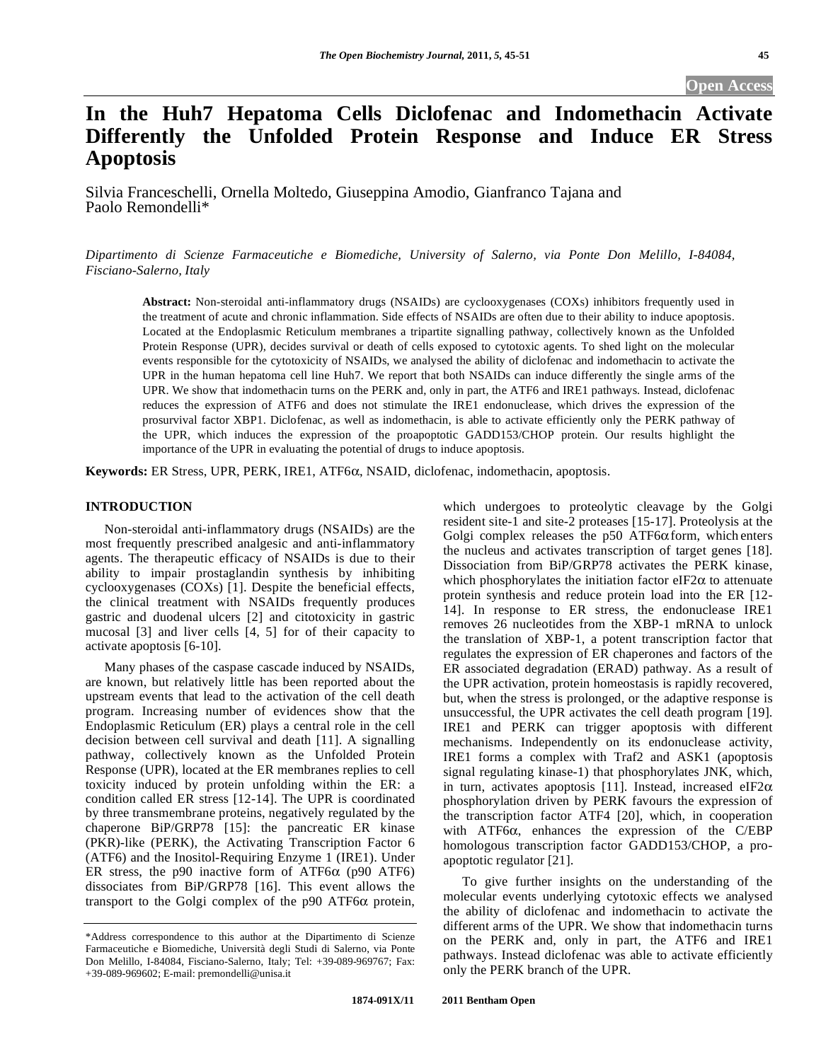**Open Access**

# In the Huh7 Hepatoma Cells Diclofenac and Indomethacin Activate Differently the Unfolded Protein Response and Induce ER Stress Apoptosis

Silvia Franceschelli, Ornella Moltedo, Giuseppina Amodio, Gianfranco Tajana and Paolo Remondelli*

*Dipartimento di Scienze Farmaceutiche e Biomediche, University of Salerno, via Ponte Don Melillo, I-84084, Fisciano-Salerno, Italy*

**Abstract:** Non-steroidal anti-inflammatory drugs (NSAIDs) are cyclooxygenases (COXs) inhibitors frequently used in the treatment of acute and chronic inflammation. Side effects of NSAIDs are often due to their ability to induce apoptosis. Located at the Endoplasmic Reticulum membranes a tripartite signalling pathway, collectively known as the Unfolded Protein Response (UPR), decides survival or death of cells exposed to cytotoxic agents. To shed light on the molecular events responsible for the cytotoxicity of NSAIDs, we analysed the ability of diclofenac and indomethacin to activate the UPR in the human hepatoma cell line Huh7. We report that both NSAIDs can induce differently the single arms of the UPR. We show that indomethacin turns on the PERK and, only in part, the ATF6 and IRE1 pathways. Instead, diclofenac reduces the expression of ATF6 and does not stimulate the IRE1 endonuclease, which drives the expression of the prosurvival factor XBP1. Diclofenac, as well as indomethacin, is able to activate efficiently only the PERK pathway of the UPR, which induces the expression of the proapoptotic GADD153/CHOP protein. Our results highlight the importance of the UPR in evaluating the potential of drugs to induce apoptosis.

**Keywords:** ER Stress, UPR, PERK, IRE1, ATF6α, NSAID, diclofenac, indomethacin, apoptosis.

## INTRODUCTION

Non-steroidal anti-inflammatory drugs (NSAIDs) are the most frequently prescribed analgesic and anti-inflammatory agents. The therapeutic efficacy of NSAIDs is due to their ability to impair prostaglandin synthesis by inhibiting cyclooxygenases (COXs) [1]. Despite the beneficial effects, the clinical treatment with NSAIDs frequently produces gastric and duodenal ulcers [2] and citotoxicity in gastric mucosal [3] and liver cells [4, 5] for of their capacity to activate apoptosis [6-10].

Many phases of the caspase cascade induced by NSAIDs, are known, but relatively little has been reported about the upstream events that lead to the activation of the cell death program. Increasing number of evidences show that the Endoplasmic Reticulum (ER) plays a central role in the cell decision between cell survival and death [11]. A signalling pathway, collectively known as the Unfolded Protein Response (UPR), located at the ER membranes replies to cell toxicity induced by protein unfolding within the ER: a condition called ER stress [12-14]. The UPR is coordinated by three transmembrane proteins, negatively regulated by the chaperone BiP/GRP78 [15]: the pancreatic ER kinase (PKR)-like (PERK), the Activating Transcription Factor 6 (ATF6) and the Inositol-Requiring Enzyme 1 (IRE1). Under ER stress, the p90 inactive form of ATF6α (p90 ATF6) dissociates from BiP/GRP78 [16]. This event allows the transport to the Golgi complex of the p90 ATF6α protein, which undergoes to proteolytic cleavage by the Golgi resident site-1 and site-2 proteases [15-17]. Proteolysis at the Golgi complex releases the p50 ATF6α form, which enters the nucleus and activates transcription of target genes [18]. Dissociation from BiP/GRP78 activates the PERK kinase, which phosphorylates the initiation factor eIF2α to attenuate protein synthesis and reduce protein load into the ER [12-14]. In response to ER stress, the endonuclease IRE1 removes 26 nucleotides from the XBP-1 mRNA to unlock the translation of XBP-1, a potent transcription factor that regulates the expression of ER chaperones and factors of the ER associated degradation (ERAD) pathway. As a result of the UPR activation, protein homeostasis is rapidly recovered, but, when the stress is prolonged, or the adaptive response is unsuccessful, the UPR activates the cell death program [19]. IRE1 and PERK can trigger apoptosis with different mechanisms. Independently on its endonuclease activity, IRE1 forms a complex with Traf2 and ASK1 (apoptosis signal regulating kinase-1) that phosphorylates JNK, which, in turn, activates apoptosis [11]. Instead, increased eIF2α phosphorylation driven by PERK favours the expression of the transcription factor ATF4 [20], which, in cooperation with ATF6α, enhances the expression of the C/EBP homologous transcription factor GADD153/CHOP, a pro-apoptotic regulator [21].

To give further insights on the understanding of the molecular events underlying cytotoxic effects we analysed the ability of diclofenac and indomethacin to activate the different arms of the UPR. We show that indomethacin turns on the PERK and, only in part, the ATF6 and IRE1 pathways. Instead diclofenac was able to activate efficiently only the PERK branch of the UPR.

*Address correspondence to this author at the Dipartimento di Scienze Farmaceutiche e Biomediche, Università degli Studi di Salerno, via Ponte Don Melillo, I-84084, Fisciano-Salerno, Italy; Tel: +39-089-969767; Fax: +39-089-969602; E-mail: premondelli@unisa.it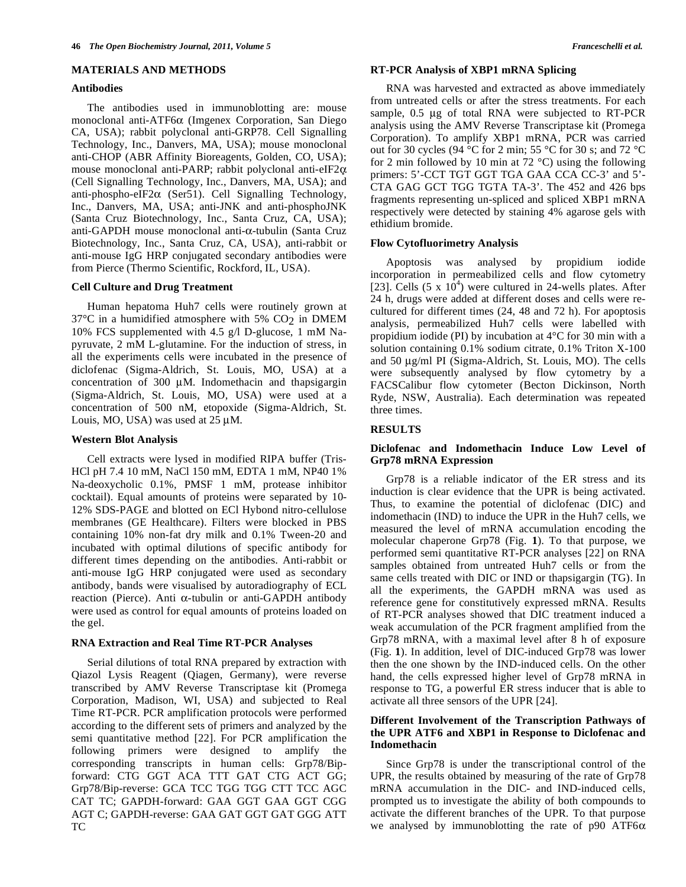## MATERIALS AND METHODS

### Antibodies

The antibodies used in immunoblotting are: mouse monoclonal anti-ATF6α (Imgenex Corporation, San Diego CA, USA); rabbit polyclonal anti-GRP78. Cell Signalling Technology, Inc., Danvers, MA, USA); mouse monoclonal anti-CHOP (ABR Affinity Bioreagents, Golden, CO, USA); mouse monoclonal anti-PARP; rabbit polyclonal anti-eIF2α (Cell Signalling Technology, Inc., Danvers, MA, USA); and anti-phospho-eIF2α (Ser51). Cell Signalling Technology, Inc., Danvers, MA, USA; anti-JNK and anti-phosphoJNK (Santa Cruz Biotechnology, Inc., Santa Cruz, CA, USA); anti-GAPDH mouse monoclonal anti-α-tubulin (Santa Cruz Biotechnology, Inc., Santa Cruz, CA, USA), anti-rabbit or anti-mouse IgG HRP conjugated secondary antibodies were from Pierce (Thermo Scientific, Rockford, IL, USA).

### Cell Culture and Drug Treatment

Human hepatoma Huh7 cells were routinely grown at 37°C in a humidified atmosphere with 5% $CO_2$ in DMEM 10% FCS supplemented with 4.5 g/l D-glucose, 1 mM Na-pyruvate, 2 mM L-glutamine. For the induction of stress, in all the experiments cells were incubated in the presence of diclofenac (Sigma-Aldrich, St. Louis, MO, USA) at a concentration of 300 μM. Indomethacin and thapsigargin (Sigma-Aldrich, St. Louis, MO, USA) were used at a concentration of 500 nM, etopoxide (Sigma-Aldrich, St. Louis, MO, USA) was used at 25 μM.

### Western Blot Analysis

Cell extracts were lysed in modified RIPA buffer (Tris-HCl pH 7.4 10 mM, NaCl 150 mM, EDTA 1 mM, NP40 1% Na-deoxycholic 0.1%, PMSF 1 mM, protease inhibitor cocktail). Equal amounts of proteins were separated by 10-12% SDS-PAGE and blotted on ECl Hybond nitro-cellulose membranes (GE Healthcare). Filters were blocked in PBS containing 10% non-fat dry milk and 0.1% Tween-20 and incubated with optimal dilutions of specific antibody for different times depending on the antibodies. Anti-rabbit or anti-mouse IgG HRP conjugated were used as secondary antibody, bands were visualised by autoradiography of ECL reaction (Pierce). Anti α-tubulin or anti-GAPDH antibody were used as control for equal amounts of proteins loaded on the gel.

### RNA Extraction and Real Time RT-PCR Analyses

Serial dilutions of total RNA prepared by extraction with Qiazol Lysis Reagent (Qiagen, Germany), were reverse transcribed by AMV Reverse Transcriptase kit (Promega Corporation, Madison, WI, USA) and subjected to Real Time RT-PCR. PCR amplification protocols were performed according to the different sets of primers and analyzed by the semi quantitative method [22]. For PCR amplification the following primers were designed to amplify the corresponding transcripts in human cells: Grp78/Bip-forward: CTG GGT ACA TTT GAT CTG ACT GG; Grp78/Bip-reverse: GCA TCC TGG TGG CTT TCC AGC CAT TC; GAPDH-forward: GAA GGT GAA GGT CGG AGT C; GAPDH-reverse: GAA GAT GGT GAT GGG ATT TC

### RT-PCR Analysis of XBP1 mRNA Splicing

RNA was harvested and extracted as above immediately from untreated cells or after the stress treatments. For each sample, 0.5 μg of total RNA were subjected to RT-PCR analysis using the AMV Reverse Transcriptase kit (Promega Corporation). To amplify XBP1 mRNA, PCR was carried out for 30 cycles (94 °C for 2 min; 55 °C for 30 s; and 72 °C for 2 min followed by 10 min at 72 °C) using the following primers: 5'-CCT TGT GGT TGA GAA CCA CC-3' and 5'-CTA GAG GCT TGG TGTA TA-3'. The 452 and 426 bps fragments representing un-spliced and spliced XBP1 mRNA respectively were detected by staining 4% agarose gels with ethidium bromide.

### Flow Cytofluorimetry Analysis

Apoptosis was analysed by propidium iodide incorporation in permeabilized cells and flow cytometry [23]. Cells (5 x $10^4$) were cultured in 24-wells plates. After 24 h, drugs were added at different doses and cells were re-cultured for different times (24, 48 and 72 h). For apoptosis analysis, permeabilized Huh7 cells were labelled with propidium iodide (PI) by incubation at 4°C for 30 min with a solution containing 0.1% sodium citrate, 0.1% Triton X-100 and 50 μg/ml PI (Sigma-Aldrich, St. Louis, MO). The cells were subsequently analysed by flow cytometry by a FACSCalibur flow cytometer (Becton Dickinson, North Ryde, NSW, Australia). Each determination was repeated three times.

## RESULTS

### Diclofenac and Indomethacin Induce Low Level of Grp78 mRNA Expression

Grp78 is a reliable indicator of the ER stress and its induction is clear evidence that the UPR is being activated. Thus, to examine the potential of diclofenac (DIC) and indomethacin (IND) to induce the UPR in the Huh7 cells, we measured the level of mRNA accumulation encoding the molecular chaperone Grp78 (Fig. **1**). To that purpose, we performed semi quantitative RT-PCR analyses [22] on RNA samples obtained from untreated Huh7 cells or from the same cells treated with DIC or IND or thapsigargin (TG). In all the experiments, the GAPDH mRNA was used as reference gene for constitutively expressed mRNA. Results of RT-PCR analyses showed that DIC treatment induced a weak accumulation of the PCR fragment amplified from the Grp78 mRNA, with a maximal level after 8 h of exposure (Fig. **1**). In addition, level of DIC-induced Grp78 was lower then the one shown by the IND-induced cells. On the other hand, the cells expressed higher level of Grp78 mRNA in response to TG, a powerful ER stress inducer that is able to activate all three sensors of the UPR [24].

### Different Involvement of the Transcription Pathways of the UPR ATF6 and XBP1 in Response to Diclofenac and Indomethacin

Since Grp78 is under the transcriptional control of the UPR, the results obtained by measuring of the rate of Grp78 mRNA accumulation in the DIC- and IND-induced cells, prompted us to investigate the ability of both compounds to activate the different branches of the UPR. To that purpose we analysed by immunoblotting the rate of p90 ATF6α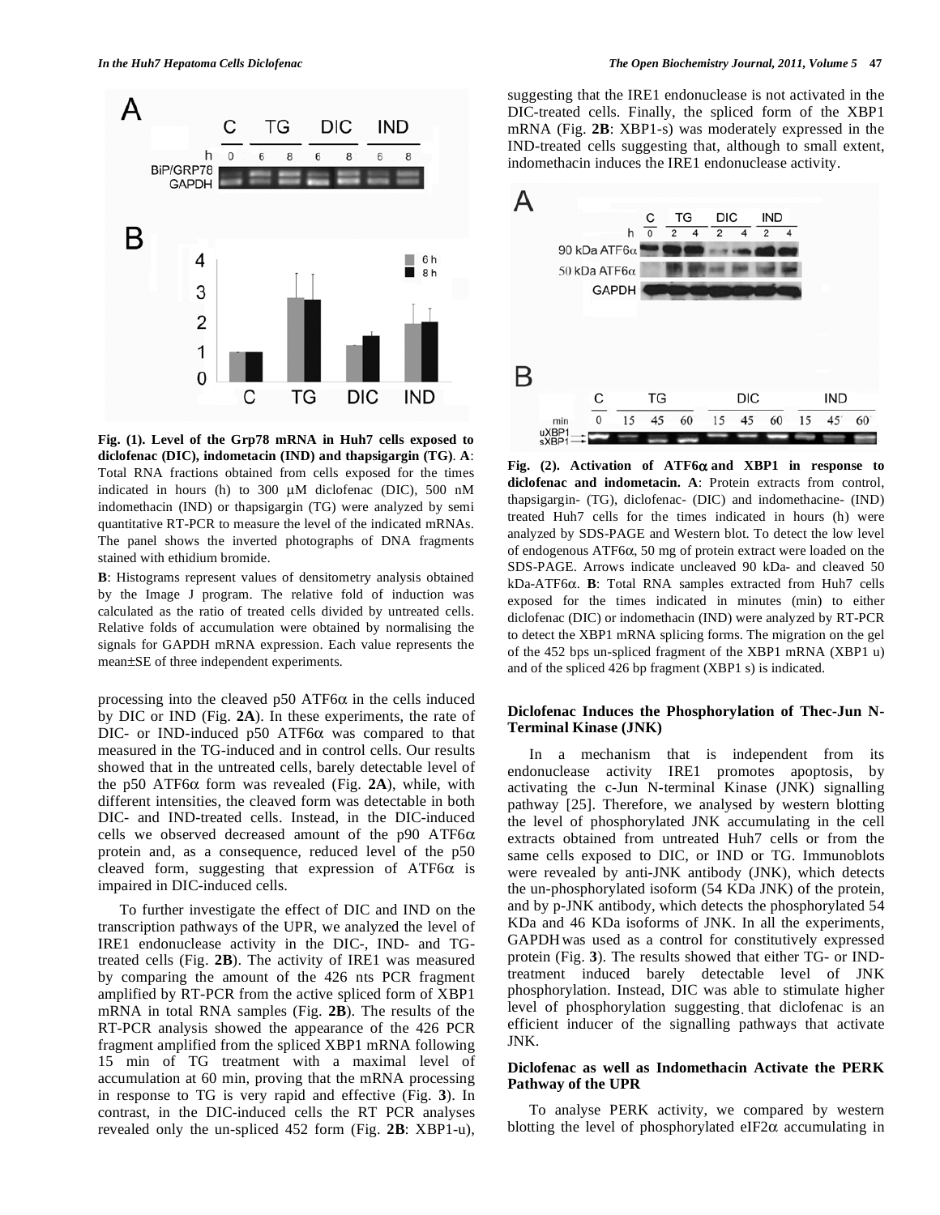Fig. (1). Level of the Grp78 mRNA in Huh7 cells exposed to diclofenac (DIC), indometacin (IND) and thapsigargin (TG). A: Total RNA fractions obtained from cells exposed for the times indicated in hours (h) to 300 μM diclofenac (DIC), 500 nM indomethacin (IND) or thapsigargin (TG) were analyzed by semi quantitative RT-PCR to measure the level of the indicated mRNAs. The panel shows the inverted photographs of DNA fragments stained with ethidium bromide.

**B**: Histograms represent values of densitometry analysis obtained by the Image J program. The relative fold of induction was calculated as the ratio of treated cells divided by untreated cells. Relative folds of accumulation were obtained by normalising the signals for GAPDH mRNA expression. Each value represents the mean±SE of three independent experiments.

processing into the cleaved p50 ATF6α in the cells induced by DIC or IND (Fig. **2A**). In these experiments, the rate of DIC- or IND-induced p50 ATF6α was compared to that measured in the TG-induced and in control cells. Our results showed that in the untreated cells, barely detectable level of the p50 ATF6α form was revealed (Fig. **2A**), while, with different intensities, the cleaved form was detectable in both DIC- and IND-treated cells. Instead, in the DIC-induced cells we observed decreased amount of the p90 ATF6α protein and, as a consequence, reduced level of the p50 cleaved form, suggesting that expression of ATF6α is impaired in DIC-induced cells.

To further investigate the effect of DIC and IND on the transcription pathways of the UPR, we analyzed the level of IRE1 endonuclease activity in the DIC-, IND- and TG-treated cells (Fig. **2B**). The activity of IRE1 was measured by comparing the amount of the 426 nts PCR fragment amplified by RT-PCR from the active spliced form of XBP1 mRNA in total RNA samples (Fig. **2B**). The results of the RT-PCR analysis showed the appearance of the 426 PCR fragment amplified from the spliced XBP1 mRNA following 15 min of TG treatment with a maximal level of accumulation at 60 min, proving that the mRNA processing in response to TG is very rapid and effective (Fig. **3**). In contrast, in the DIC-induced cells the RT PCR analyses revealed only the un-spliced 452 form (Fig. **2B**: XBP1-u), suggesting that the IRE1 endonuclease is not activated in the DIC-treated cells. Finally, the spliced form of the XBP1 mRNA (Fig. **2B**: XBP1-s) was moderately expressed in the IND-treated cells suggesting that, although to small extent, indomethacin induces the IRE1 endonuclease activity.

**Fig. (2). Activation of ATF6α and XBP1 in response to diclofenac and indometacin. A**: Protein extracts from control, thapsigargin- (TG), diclofenac- (DIC) and indomethacine- (IND) treated Huh7 cells for the times indicated in hours (h) were analyzed by SDS-PAGE and Western blot. To detect the low level of endogenous ATF6α, 50 mg of protein extract were loaded on the SDS-PAGE. Arrows indicate uncleaved 90 kDa- and cleaved 50 kDa-ATF6α. **B**: Total RNA samples extracted from Huh7 cells exposed for the times indicated in minutes (min) to either diclofenac (DIC) or indomethacin (IND) were analyzed by RT-PCR to detect the XBP1 mRNA splicing forms. The migration on the gel of the 452 bps un-spliced fragment of the XBP1 mRNA (XBP1 u) and of the spliced 426 bp fragment (XBP1 s) is indicated.

### Diclofenac Induces the Phosphorylation of Thec-Jun N-Terminal Kinase (JNK)

In a mechanism that is independent from its endonuclease activity IRE1 promotes apoptosis, by activating the c-Jun N-terminal Kinase (JNK) signalling pathway [25]. Therefore, we analysed by western blotting the level of phosphorylated JNK accumulating in the cell extracts obtained from untreated Huh7 cells or from the same cells exposed to DIC, or IND or TG. Immunoblots were revealed by anti-JNK antibody (JNK), which detects the un-phosphorylated isoform (54 KDa JNK) of the protein, and by p-JNK antibody, which detects the phosphorylated 54 KDa and 46 KDa isoforms of JNK. In all the experiments, GAPDH was used as a control for constitutively expressed protein (Fig. **3**). The results showed that either TG- or IND-treatment induced barely detectable level of JNK phosphorylation. Instead, DIC was able to stimulate higher level of phosphorylation suggesting that diclofenac is an efficient inducer of the signalling pathways that activate JNK.

### Diclofenac as well as Indomethacin Activate the PERK Pathway of the UPR

To analyse PERK activity, we compared by western blotting the level of phosphorylated eIF2α accumulating in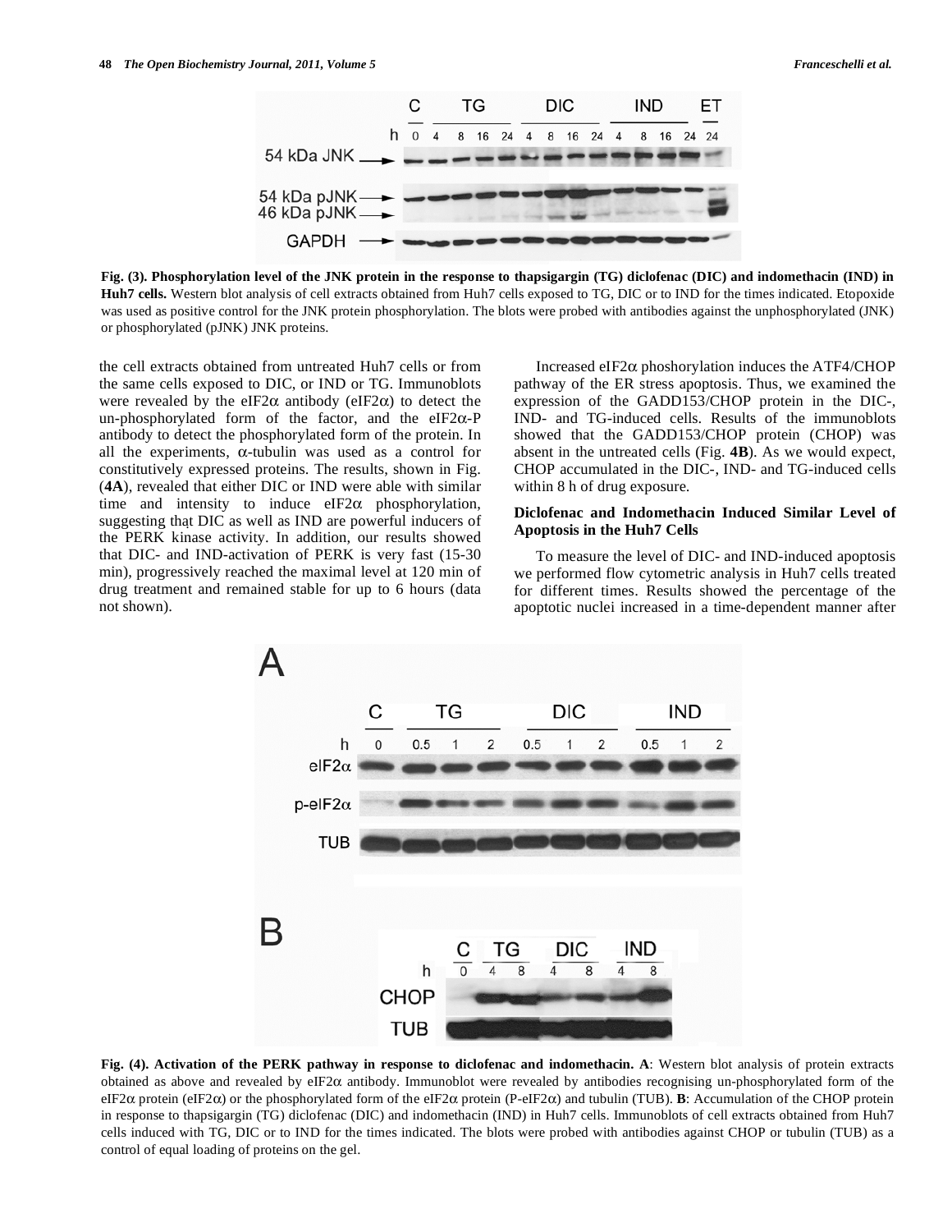**Fig. (3). Phosphorylation level of the JNK protein in the response to thapsigargin (TG) diclofenac (DIC) and indomethacin (IND) in Huh7 cells.** Western blot analysis of cell extracts obtained from Huh7 cells exposed to TG, DIC or to IND for the times indicated. Etopoxide was used as positive control for the JNK protein phosphorylation. The blots were probed with antibodies against the unphosphorylated (JNK) or phosphorylated (pJNK) JNK proteins.

the cell extracts obtained from untreated Huh7 cells or from the same cells exposed to DIC, or IND or TG. Immunoblots were revealed by the eIF2α antibody (eIF2α) to detect the un-phosphorylated form of the factor, and the eIF2α-P antibody to detect the phosphorylated form of the protein. In all the experiments, α-tubulin was used as a control for constitutively expressed proteins. The results, shown in Fig. (**4A**), revealed that either DIC or IND were able with similar time and intensity to induce eIF2α phosphorylation, suggesting that DIC as well as IND are powerful inducers of the PERK kinase activity. In addition, our results showed that DIC- and IND-activation of PERK is very fast (15-30 min), progressively reached the maximal level at 120 min of drug treatment and remained stable for up to 6 hours (data not shown).

Increased eIF2α phoshorylation induces the ATF4/CHOP pathway of the ER stress apoptosis. Thus, we examined the expression of the GADD153/CHOP protein in the DIC-, IND- and TG-induced cells. Results of the immunoblots showed that the GADD153/CHOP protein (CHOP) was absent in the untreated cells (Fig. **4B**). As we would expect, CHOP accumulated in the DIC-, IND- and TG-induced cells within 8 h of drug exposure.

### Diclofenac and Indomethacin Induced Similar Level of Apoptosis in the Huh7 Cells

To measure the level of DIC- and IND-induced apoptosis we performed flow cytometric analysis in Huh7 cells treated for different times. Results showed the percentage of the apoptotic nuclei increased in a time-dependent manner after

**Fig. (4). Activation of the PERK pathway in response to diclofenac and indomethacin. A**: Western blot analysis of protein extracts obtained as above and revealed by eIF2α antibody. Immunoblot were revealed by antibodies recognising un-phosphorylated form of the eIF2α protein (eIF2α) or the phosphorylated form of the eIF2α protein (P-eIF2α) and tubulin (TUB). **B**: Accumulation of the CHOP protein in response to thapsigargin (TG) diclofenac (DIC) and indomethacin (IND) in Huh7 cells. Immunoblots of cell extracts obtained from Huh7 cells induced with TG, DIC or to IND for the times indicated. The blots were probed with antibodies against CHOP or tubulin (TUB) as a control of equal loading of proteins on the gel.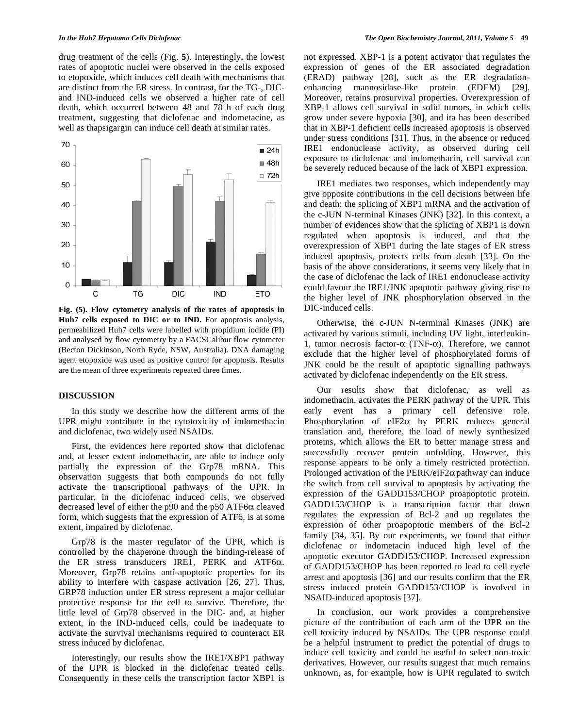drug treatment of the cells (Fig. **5**). Interestingly, the lowest rates of apoptotic nuclei were observed in the cells exposed to etopoxide, which induces cell death with mechanisms that are distinct from the ER stress. In contrast, for the TG-, DIC- and IND-induced cells we observed a higher rate of cell death, which occurred between 48 and 78 h of each drug treatment, suggesting that diclofenac and indometacine, as well as thapsigargin can induce cell death at similar rates.

**Fig. (5). Flow cytometry analysis of the rates of apoptosis in Huh7 cells exposed to DIC or to IND.** For apoptosis analysis, permeabilized Huh7 cells were labelled with propidium iodide (PI) and analysed by flow cytometry by a FACSCalibur flow cytometer (Becton Dickinson, North Ryde, NSW, Australia). DNA damaging agent etopoxide was used as positive control for apoptosis. Results are the mean of three experiments repeated three times.

## DISCUSSION

In this study we describe how the different arms of the UPR might contribute in the cytotoxicity of indomethacin and diclofenac, two widely used NSAIDs.

First, the evidences here reported show that diclofenac and, at lesser extent indomethacin, are able to induce only partially the expression of the Grp78 mRNA. This observation suggests that both compounds do not fully activate the transcriptional pathways of the UPR. In particular, in the diclofenac induced cells, we observed decreased level of either the p90 and the p50 ATF6$\alpha$ cleaved form, which suggests that the expression of ATF6, is at some extent, impaired by diclofenac.

Grp78 is the master regulator of the UPR, which is controlled by the chaperone through the binding-release of the ER stress transducers IRE1, PERK and ATF6$\alpha$. Moreover, Grp78 retains anti-apoptotic properties for its ability to interfere with caspase activation [26, 27]. Thus, GRP78 induction under ER stress represent a major cellular protective response for the cell to survive. Therefore, the little level of Grp78 observed in the DIC- and, at higher extent, in the IND-induced cells, could be inadequate to activate the survival mechanisms required to counteract ER stress induced by diclofenac.

Interestingly, our results show the IRE1/XBP1 pathway of the UPR is blocked in the diclofenac treated cells. Consequently in these cells the transcription factor XBP1 is not expressed. XBP-1 is a potent activator that regulates the expression of genes of the ER associated degradation (ERAD) pathway [28], such as the ER degradation-enhancing mannosidase-like protein (EDEM) [29]. Moreover, retains prosurvival properties. Overexpression of XBP-1 allows cell survival in solid tumors, in which cells grow under severe hypoxia [30], and ita has been described that in XBP-1 deficient cells increased apoptosis is observed under stress conditions [31]. Thus, in the absence or reduced IRE1 endonuclease activity, as observed during cell exposure to diclofenac and indomethacin, cell survival can be severely reduced because of the lack of XBP1 expression.

IRE1 mediates two responses, which independently may give opposite contributions in the cell decisions between life and death: the splicing of XBP1 mRNA and the activation of the c-JUN N-terminal Kinases (JNK) [32]. In this context, a number of evidences show that the splicing of XBP1 is down regulated when apoptosis is induced, and that the overexpression of XBP1 during the late stages of ER stress induced apoptosis, protects cells from death [33]. On the basis of the above considerations, it seems very likely that in the case of diclofenac the lack of IRE1 endonuclease activity could favour the IRE1/JNK apoptotic pathway giving rise to the higher level of JNK phosphorylation observed in the DIC-induced cells.

Otherwise, the c-JUN N-terminal Kinases (JNK) are activated by various stimuli, including UV light, interleukin-1, tumor necrosis factor-$\alpha$ (TNF-$\alpha$). Therefore, we cannot exclude that the higher level of phosphorylated forms of JNK could be the result of apoptotic signalling pathways activated by diclofenac independently on the ER stress.

Our results show that diclofenac, as well as indomethacin, activates the PERK pathway of the UPR. This early event has a primary cell defensive role. Phosphorylation of eIF2$\alpha$ by PERK reduces general translation and, therefore, the load of newly synthesized proteins, which allows the ER to better manage stress and successfully recover protein unfolding. However, this response appears to be only a timely restricted protection. Prolonged activation of the PERK/eIF2$\alpha$ pathway can induce the switch from cell survival to apoptosis by activating the expression of the GADD153/CHOP proapoptotic protein. GADD153/CHOP is a transcription factor that down regulates the expression of Bcl-2 and up regulates the expression of other proapoptotic members of the Bcl-2 family [34, 35]. By our experiments, we found that either diclofenac or indometacin induced high level of the apoptotic executor GADD153/CHOP. Increased expression of GADD153/CHOP has been reported to lead to cell cycle arrest and apoptosis [36] and our results confirm that the ER stress induced protein GADD153/CHOP is involved in NSAID-induced apoptosis [37].

In conclusion, our work provides a comprehensive picture of the contribution of each arm of the UPR on the cell toxicity induced by NSAIDs. The UPR response could be a helpful instrument to predict the potential of drugs to induce cell toxicity and could be useful to select non-toxic derivatives. However, our results suggest that much remains unknown, as, for example, how is UPR regulated to switch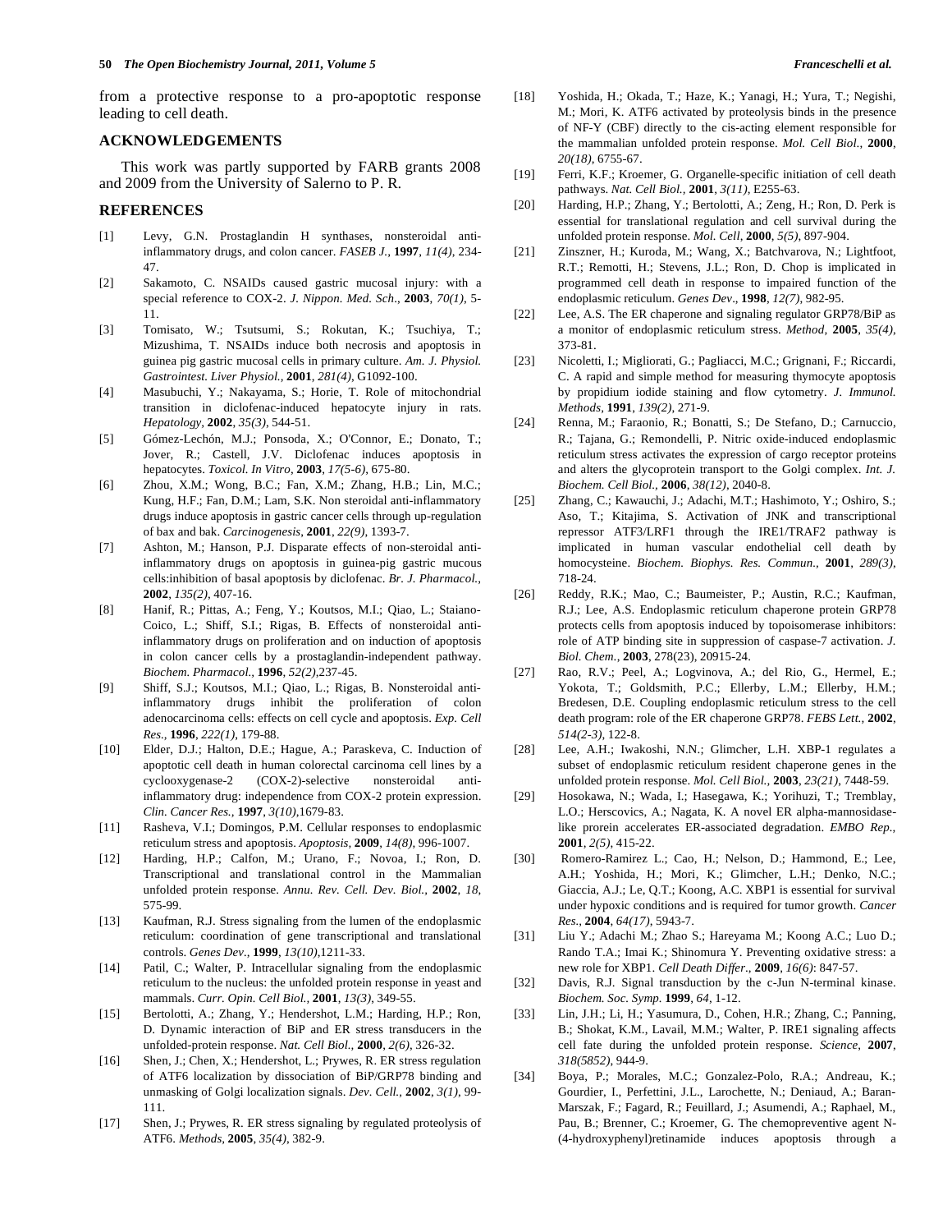from a protective response to a pro-apoptotic response leading to cell death.

## ACKNOWLEDGEMENTS

This work was partly supported by FARB grants 2008 and 2009 from the University of Salerno to P. R.

## REFERENCES

[1] Levy, G.N. Prostaglandin H synthases, nonsteroidal anti-inflammatory drugs, and colon cancer. *FASEB J.*, **1997**, *11(4)*, 234-47.

[2] Sakamoto, C. NSAIDs caused gastric mucosal injury: with a special reference to COX-2. *J. Nippon. Med. Sch.*, **2003**, *70(1)*, 5-11.

[3] Tomisato, W.; Tsutsumi, S.; Rokutan, K.; Tsuchiya, T.; Mizushima, T. NSAIDs induce both necrosis and apoptosis in guinea pig gastric mucosal cells in primary culture. *Am. J. Physiol. Gastrointest. Liver Physiol.*, **2001**, *281(4)*, G1092-100.

[4] Masubuchi, Y.; Nakayama, S.; Horie, T. Role of mitochondrial transition in diclofenac-induced hepatocyte injury in rats. *Hepatology*, **2002**, *35(3)*, 544-51.

[5] Gómez-Lechón, M.J.; Ponsoda, X.; O'Connor, E.; Donato, T.; Jover, R.; Castell, J.V. Diclofenac induces apoptosis in hepatocytes. *Toxicol. In Vitro*, **2003**, *17(5-6)*, 675-80.

[6] Zhou, X.M.; Wong, B.C.; Fan, X.M.; Zhang, H.B.; Lin, M.C.; Kung, H.F.; Fan, D.M.; Lam, S.K. Non steroidal anti-inflammatory drugs induce apoptosis in gastric cancer cells through up-regulation of bax and bak. *Carcinogenesis*, **2001**, *22(9)*, 1393-7.

[7] Ashton, M.; Hanson, P.J. Disparate effects of non-steroidal anti-inflammatory drugs on apoptosis in guinea-pig gastric mucous cells:inhibition of basal apoptosis by diclofenac. *Br. J. Pharmacol.*, **2002**, *135(2)*, 407-16.

[8] Hanif, R.; Pittas, A.; Feng, Y.; Koutsos, M.I.; Qiao, L.; Staiano-Coico, L.; Shiff, S.I.; Rigas, B. Effects of nonsteroidal anti-inflammatory drugs on proliferation and on induction of apoptosis in colon cancer cells by a prostaglandin-independent pathway. *Biochem. Pharmacol.*, **1996**, *52(2)*,237-45.

[9] Shiff, S.J.; Koutsos, M.I.; Qiao, L.; Rigas, B. Nonsteroidal anti-inflammatory drugs inhibit the proliferation of colon adenocarcinoma cells: effects on cell cycle and apoptosis. *Exp. Cell Res.*, **1996**, *222(1)*, 179-88.

[10] Elder, D.J.; Halton, D.E.; Hague, A.; Paraskeva, C. Induction of apoptotic cell death in human colorectal carcinoma cell lines by a cyclooxygenase-2 (COX-2)-selective nonsteroidal anti-inflammatory drug: independence from COX-2 protein expression. *Clin. Cancer Res.*, **1997**, *3(10)*,1679-83.

[11] Rasheva, V.I.; Domingos, P.M. Cellular responses to endoplasmic reticulum stress and apoptosis. *Apoptosis*, **2009**, *14(8)*, 996-1007.

[12] Harding, H.P.; Calfon, M.; Urano, F.; Novoa, I.; Ron, D. Transcriptional and translational control in the Mammalian unfolded protein response. *Annu. Rev. Cell. Dev. Biol.*, **2002**, *18*, 575-99.

[13] Kaufman, R.J. Stress signaling from the lumen of the endoplasmic reticulum: coordination of gene transcriptional and translational controls. *Genes Dev.*, **1999**, *13(10)*,1211-33.

[14] Patil, C.; Walter, P. Intracellular signaling from the endoplasmic reticulum to the nucleus: the unfolded protein response in yeast and mammals. *Curr. Opin. Cell Biol.*, **2001**, *13(3)*, 349-55.

[15] Bertolotti, A.; Zhang, Y.; Hendershot, L.M.; Harding, H.P.; Ron, D. Dynamic interaction of BiP and ER stress transducers in the unfolded-protein response. *Nat. Cell Biol.*, **2000**, *2(6)*, 326-32.

[16] Shen, J.; Chen, X.; Hendershot, L.; Prywes, R. ER stress regulation of ATF6 localization by dissociation of BiP/GRP78 binding and unmasking of Golgi localization signals. *Dev. Cell.*, **2002**, *3(1)*, 99-111.

[17] Shen, J.; Prywes, R. ER stress signaling by regulated proteolysis of ATF6. *Methods*, **2005**, *35(4)*, 382-9.

[18] Yoshida, H.; Okada, T.; Haze, K.; Yanagi, H.; Yura, T.; Negishi, M.; Mori, K. ATF6 activated by proteolysis binds in the presence of NF-Y (CBF) directly to the cis-acting element responsible for the mammalian unfolded protein response. *Mol. Cell Biol.*, **2000**, *20(18)*, 6755-67.

[19] Ferri, K.F.; Kroemer, G. Organelle-specific initiation of cell death pathways. *Nat. Cell Biol.*, **2001**, *3(11)*, E255-63.

[20] Harding, H.P.; Zhang, Y.; Bertolotti, A.; Zeng, H.; Ron, D. Perk is essential for translational regulation and cell survival during the unfolded protein response. *Mol. Cell*, **2000**, *5(5)*, 897-904.

[21] Zinszner, H.; Kuroda, M.; Wang, X.; Batchvarova, N.; Lightfoot, R.T.; Remotti, H.; Stevens, J.L.; Ron, D. Chop is implicated in programmed cell death in response to impaired function of the endoplasmic reticulum. *Genes Dev*., **1998**, *12(7)*, 982-95.

[22] Lee, A.S. The ER chaperone and signaling regulator GRP78/BiP as a monitor of endoplasmic reticulum stress. *Method*, **2005**, *35(4)*, 373-81.

[23] Nicoletti, I.; Migliorati, G.; Pagliacci, M.C.; Grignani, F.; Riccardi, C. A rapid and simple method for measuring thymocyte apoptosis by propidium iodide staining and flow cytometry. *J. Immunol. Methods*, **1991**, *139(2)*, 271-9.

[24] Renna, M.; Faraonio, R.; Bonatti, S.; De Stefano, D.; Carnuccio, R.; Tajana, G.; Remondelli, P. Nitric oxide-induced endoplasmic reticulum stress activates the expression of cargo receptor proteins and alters the glycoprotein transport to the Golgi complex. *Int. J. Biochem. Cell Biol.*, **2006**, *38(12)*, 2040-8.

[25] Zhang, C.; Kawauchi, J.; Adachi, M.T.; Hashimoto, Y.; Oshiro, S.; Aso, T.; Kitajima, S. Activation of JNK and transcriptional repressor ATF3/LRF1 through the IRE1/TRAF2 pathway is implicated in human vascular endothelial cell death by homocysteine. *Biochem. Biophys. Res. Commun.*, **2001**, *289(3)*, 718-24.

[26] Reddy, R.K.; Mao, C.; Baumeister, P.; Austin, R.C.; Kaufman, R.J.; Lee, A.S. Endoplasmic reticulum chaperone protein GRP78 protects cells from apoptosis induced by topoisomerase inhibitors: role of ATP binding site in suppression of caspase-7 activation. *J. Biol. Chem.*, **2003**, 278(23), 20915-24.

[27] Rao, R.V.; Peel, A.; Logvinova, A.; del Rio, G., Hermel, E.; Yokota, T.; Goldsmith, P.C.; Ellerby, L.M.; Ellerby, H.M.; Bredesen, D.E. Coupling endoplasmic reticulum stress to the cell death program: role of the ER chaperone GRP78. *FEBS Lett.*, **2002**, *514(2-3)*, 122-8.

[28] Lee, A.H.; Iwakoshi, N.N.; Glimcher, L.H. XBP-1 regulates a subset of endoplasmic reticulum resident chaperone genes in the unfolded protein response. *Mol. Cell Biol.*, **2003**, *23(21)*, 7448-59.

[29] Hosokawa, N.; Wada, I.; Hasegawa, K.; Yorihuzi, T.; Tremblay, L.O.; Herscovics, A.; Nagata, K. A novel ER alpha-mannosidase-like prorein accelerates ER-associated degradation. *EMBO Rep.*, **2001**, *2(5)*, 415-22.

[30] Romero-Ramirez L.; Cao, H.; Nelson, D.; Hammond, E.; Lee, A.H.; Yoshida, H.; Mori, K.; Glimcher, L.H.; Denko, N.C.; Giaccia, A.J.; Le, Q.T.; Koong, A.C. XBP1 is essential for survival under hypoxic conditions and is required for tumor growth. *Cancer Res.*, **2004**, *64(17)*, 5943-7.

[31] Liu Y.; Adachi M.; Zhao S.; Hareyama M.; Koong A.C.; Luo D.; Rando T.A.; Imai K.; Shinomura Y. Preventing oxidative stress: a new role for XBP1. *Cell Death Differ*., **2009**, *16(6)*: 847-57.

[32] Davis, R.J. Signal transduction by the c-Jun N-terminal kinase. *Biochem. Soc. Symp.* **1999**, *64*, 1-12.

[33] Lin, J.H.; Li, H.; Yasumura, D., Cohen, H.R.; Zhang, C.; Panning, B.; Shokat, K.M., Lavail, M.M.; Walter, P. IRE1 signaling affects cell fate during the unfolded protein response. *Science*, **2007**, *318(5852)*, 944-9.

[34] Boya, P.; Morales, M.C.; Gonzalez-Polo, R.A.; Andreau, K.; Gourdier, I., Perfettini, J.L., Larochette, N.; Deniaud, A.; Baran-Marszak, F.; Fagard, R.; Feuillard, J.; Asumendi, A.; Raphael, M., Pau, B.; Brenner, C.; Kroemer, G. The chemopreventive agent N-(4-hydroxyphenyl)retinamide induces apoptosis through a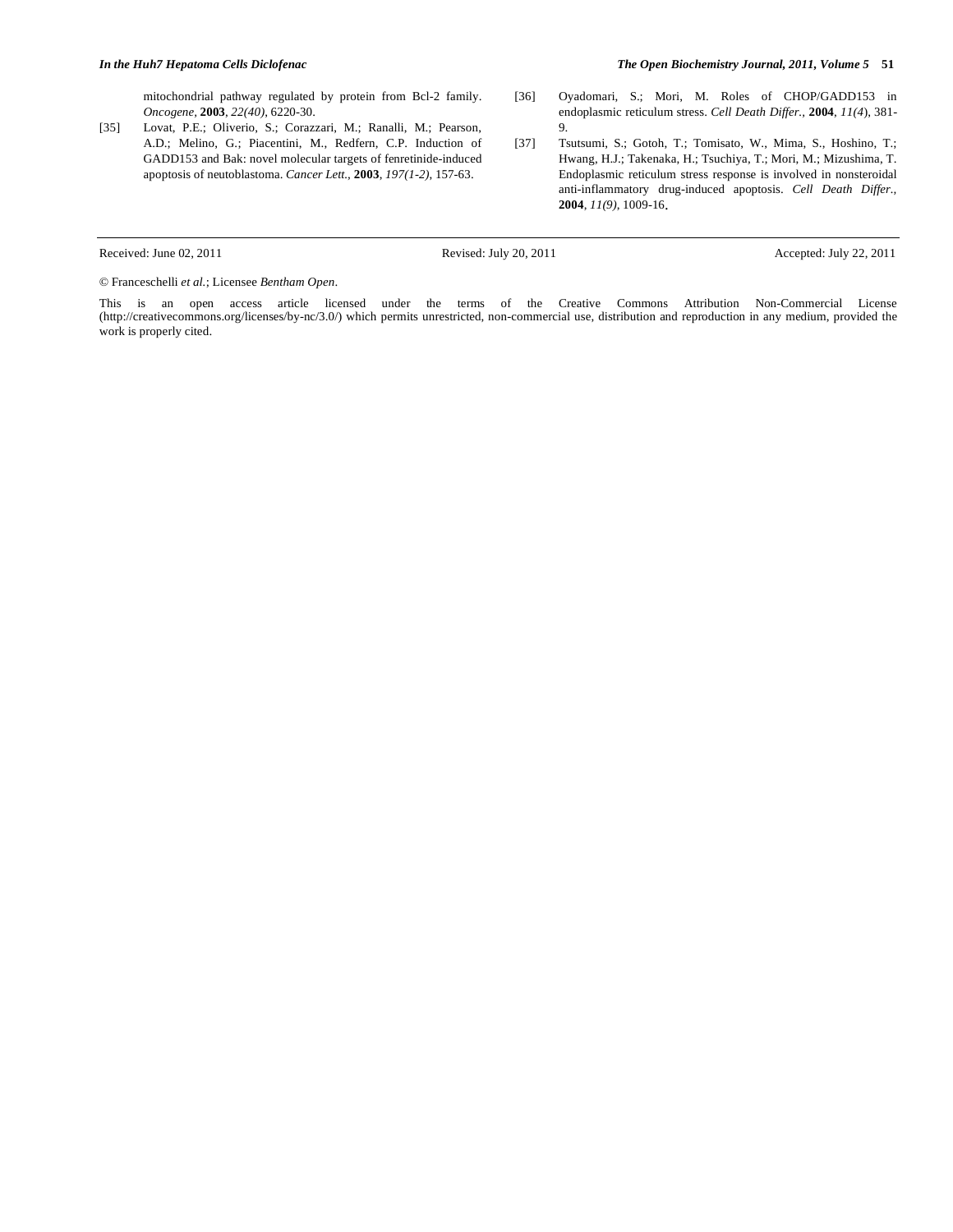mitochondrial pathway regulated by protein from Bcl-2 family. *Oncogene*, **2003**, *22(40)*, 6220-30.

[35] Lovat, P.E.; Oliverio, S.; Corazzari, M.; Ranalli, M.; Pearson, A.D.; Melino, G.; Piacentini, M., Redfern, C.P. Induction of GADD153 and Bak: novel molecular targets of fenretinide-induced apoptosis of neutoblastoma. *Cancer Lett.*, **2003**, *197(1-2)*, 157-63.

[36] Oyadomari, S.; Mori, M. Roles of CHOP/GADD153 in endoplasmic reticulum stress. *Cell Death Differ.*, **2004**, *11(4*), 381-9.

[37] Tsutsumi, S.; Gotoh, T.; Tomisato, W., Mima, S., Hoshino, T.; Hwang, H.J.; Takenaka, H.; Tsuchiya, T.; Mori, M.; Mizushima, T. Endoplasmic reticulum stress response is involved in nonsteroidal anti-inflammatory drug-induced apoptosis. *Cell Death Differ.*, **2004**, *11(9)*, 1009-16.

Received: June 02, 2011 Revised: July 20, 2011 Accepted: July 22, 2011

© Franceschelli *et al.*; Licensee *Bentham Open*.

This is an open access article licensed under the terms of the Creative Commons Attribution Non-Commercial License (http://creativecommons.org/licenses/by-nc/3.0/) which permits unrestricted, non-commercial use, distribution and reproduction in any medium, provided the work is properly cited.